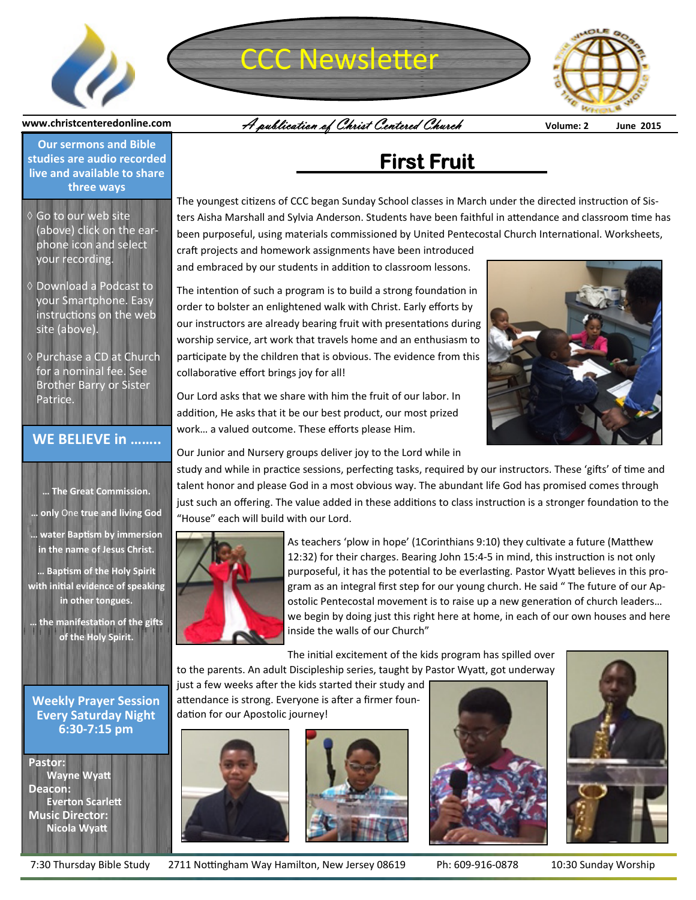# CCC Newsletter

www.christcenteredonline.com

*A publication of Christ Centered Church*

Volume: 2 June 2015

**Our sermons and Bible studies are audio recorded live and available to share three ways**

- ◊ Go to our web site (above) click on the ear-phone icon and select your recording.
- ◊ Download a Podcast to your Smartphone. Easy instructions on the web site (above).
- ◊ Purchase a CD at Church for a nominal fee. See Brother Barry or Sister Patrice.

**WE BELIEVE in ……..**

**… The Great Commission.**

**… only One true and living God**

**… water Baptism by immersion in the name of Jesus Christ.**

**… Baptism of the Holy Spirit with initial evidence of speaking in other tongues.**

**… the manifestation of the gifts of the Holy Spirit.**

**Weekly Prayer Session Every Saturday Night 6:30-7:15 pm**

**Pastor:** Wayne Wyatt
**Deacon:** Everton Scarlett
**Music Director:** Nicola Wyatt

## First Fruit

The youngest citizens of CCC began Sunday School classes in March under the directed instruction of Sisters Aisha Marshall and Sylvia Anderson. Students have been faithful in attendance and classroom time has been purposeful, using materials commissioned by United Pentecostal Church International. Worksheets, craft projects and homework assignments have been introduced and embraced by our students in addition to classroom lessons.

The intention of such a program is to build a strong foundation in order to bolster an enlightened walk with Christ. Early efforts by our instructors are already bearing fruit with presentations during worship service, art work that travels home and an enthusiasm to participate by the children that is obvious. The evidence from this collaborative effort brings joy for all!

Our Lord asks that we share with him the fruit of our labor. In addition, He asks that it be our best product, our most prized work… a valued outcome. These efforts please Him.

Our Junior and Nursery groups deliver joy to the Lord while in study and while in practice sessions, perfecting tasks, required by our instructors. These 'gifts' of time and talent honor and please God in a most obvious way. The abundant life God has promised comes through just such an offering. The value added in these additions to class instruction is a stronger foundation to the "House" each will build with our Lord.

As teachers 'plow in hope' (1Corinthians 9:10) they cultivate a future (Matthew 12:32) for their charges. Bearing John 15:4-5 in mind, this instruction is not only purposeful, it has the potential to be everlasting. Pastor Wyatt believes in this program as an integral first step for our young church. He said " The future of our Apostolic Pentecostal movement is to raise up a new generation of church leaders… we begin by doing just this right here at home, in each of our own houses and here inside the walls of our Church"

The initial excitement of the kids program has spilled over to the parents. An adult Discipleship series, taught by Pastor Wyatt, got underway just a few weeks after the kids started their study and attendance is strong. Everyone is after a firmer foundation for our Apostolic journey!

7:30 Thursday Bible Study | 2711 Nottingham Way Hamilton, New Jersey 08619 | Ph: 609-916-0878 | 10:30 Sunday Worship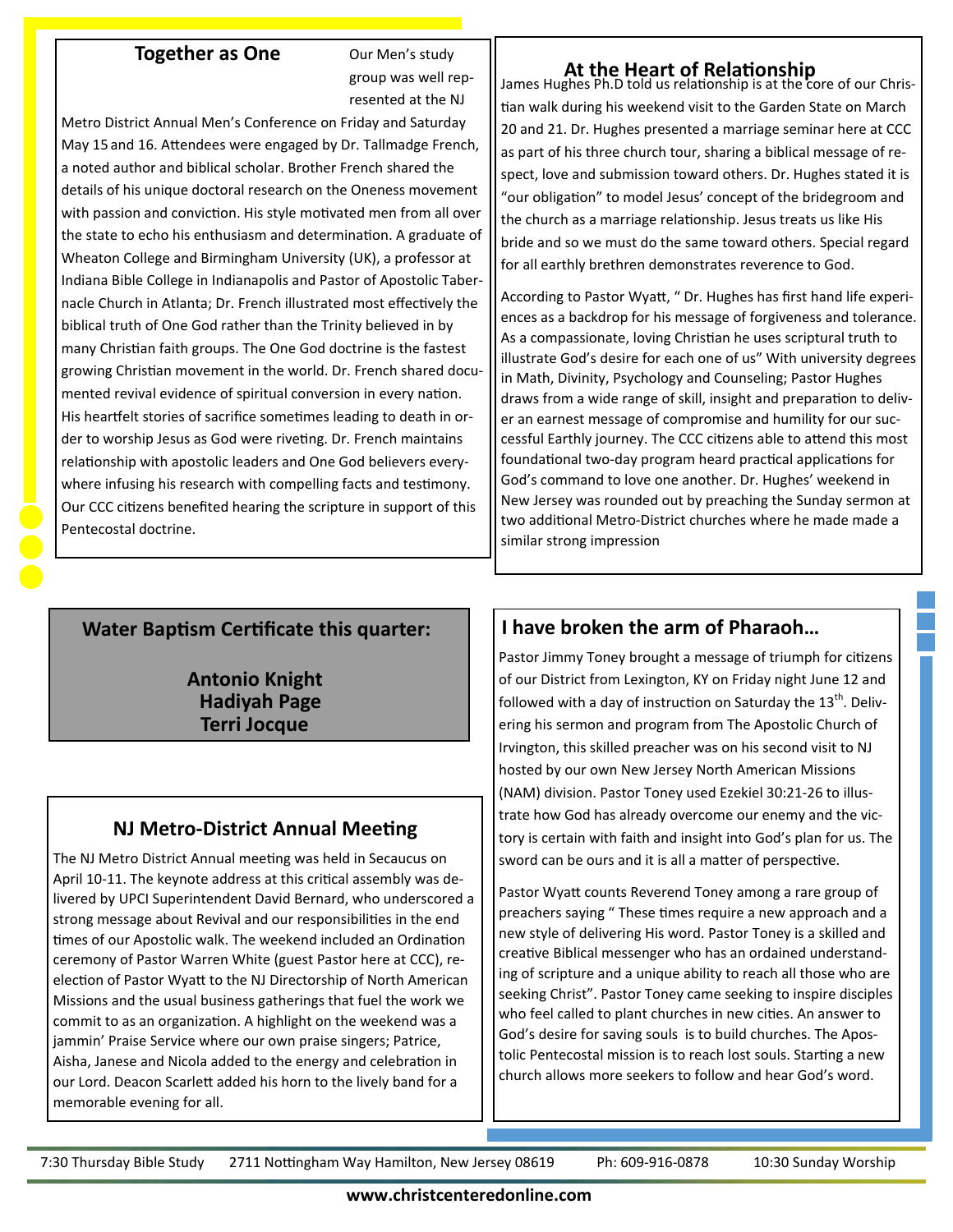## Together as One

Our Men's study group was well represented at the NJ Metro District Annual Men's Conference on Friday and Saturday May 15 and 16. Attendees were engaged by Dr. Tallmadge French, a noted author and biblical scholar. Brother French shared the details of his unique doctoral research on the Oneness movement with passion and conviction. His style motivated men from all over the state to echo his enthusiasm and determination. A graduate of Wheaton College and Birmingham University (UK), a professor at Indiana Bible College in Indianapolis and Pastor of Apostolic Tabernacle Church in Atlanta; Dr. French illustrated most effectively the biblical truth of One God rather than the Trinity believed in by many Christian faith groups. The One God doctrine is the fastest growing Christian movement in the world. Dr. French shared documented revival evidence of spiritual conversion in every nation. His heartfelt stories of sacrifice sometimes leading to death in order to worship Jesus as God were riveting. Dr. French maintains relationship with apostolic leaders and One God believers everywhere infusing his research with compelling facts and testimony. Our CCC citizens benefited hearing the scripture in support of this Pentecostal doctrine.

## At the Heart of Relationship

James Hughes Ph.D told us relationship is at the core of our Christian walk during his weekend visit to the Garden State on March 20 and 21. Dr. Hughes presented a marriage seminar here at CCC as part of his three church tour, sharing a biblical message of respect, love and submission toward others. Dr. Hughes stated it is "our obligation" to model Jesus' concept of the bridegroom and the church as a marriage relationship. Jesus treats us like His bride and so we must do the same toward others. Special regard for all earthly brethren demonstrates reverence to God.

According to Pastor Wyatt, " Dr. Hughes has first hand life experiences as a backdrop for his message of forgiveness and tolerance. As a compassionate, loving Christian he uses scriptural truth to illustrate God's desire for each one of us" With university degrees in Math, Divinity, Psychology and Counseling; Pastor Hughes draws from a wide range of skill, insight and preparation to deliver an earnest message of compromise and humility for our successful Earthly journey. The CCC citizens able to attend this most foundational two-day program heard practical applications for God's command to love one another. Dr. Hughes' weekend in New Jersey was rounded out by preaching the Sunday sermon at two additional Metro-District churches where he made made a similar strong impression

## Water Baptism Certificate this quarter:

**Antonio Knight**
**Hadiyah Page**
**Terri Jocque**

## NJ Metro-District Annual Meeting

The NJ Metro District Annual meeting was held in Secaucus on April 10-11. The keynote address at this critical assembly was delivered by UPCI Superintendent David Bernard, who underscored a strong message about Revival and our responsibilities in the end times of our Apostolic walk. The weekend included an Ordination ceremony of Pastor Warren White (guest Pastor here at CCC), re-election of Pastor Wyatt to the NJ Directorship of North American Missions and the usual business gatherings that fuel the work we commit to as an organization. A highlight on the weekend was a jammin' Praise Service where our own praise singers; Patrice, Aisha, Janese and Nicola added to the energy and celebration in our Lord. Deacon Scarlett added his horn to the lively band for a memorable evening for all.

## I have broken the arm of Pharaoh…

Pastor Jimmy Toney brought a message of triumph for citizens of our District from Lexington, KY on Friday night June 12 and followed with a day of instruction on Saturday the 13th. Delivering his sermon and program from The Apostolic Church of Irvington, this skilled preacher was on his second visit to NJ hosted by our own New Jersey North American Missions (NAM) division. Pastor Toney used Ezekiel 30:21-26 to illustrate how God has already overcome our enemy and the victory is certain with faith and insight into God's plan for us. The sword can be ours and it is all a matter of perspective.

Pastor Wyatt counts Reverend Toney among a rare group of preachers saying " These times require a new approach and a new style of delivering His word. Pastor Toney is a skilled and creative Biblical messenger who has an ordained understanding of scripture and a unique ability to reach all those who are seeking Christ". Pastor Toney came seeking to inspire disciples who feel called to plant churches in new cities. An answer to God's desire for saving souls is to build churches. The Apostolic Pentecostal mission is to reach lost souls. Starting a new church allows more seekers to follow and hear God's word.

7:30 Thursday Bible Study    2711 Nottingham Way Hamilton, New Jersey 08619    Ph: 609-916-0878    10:30 Sunday Worship

**www.christcenteredonline.com**